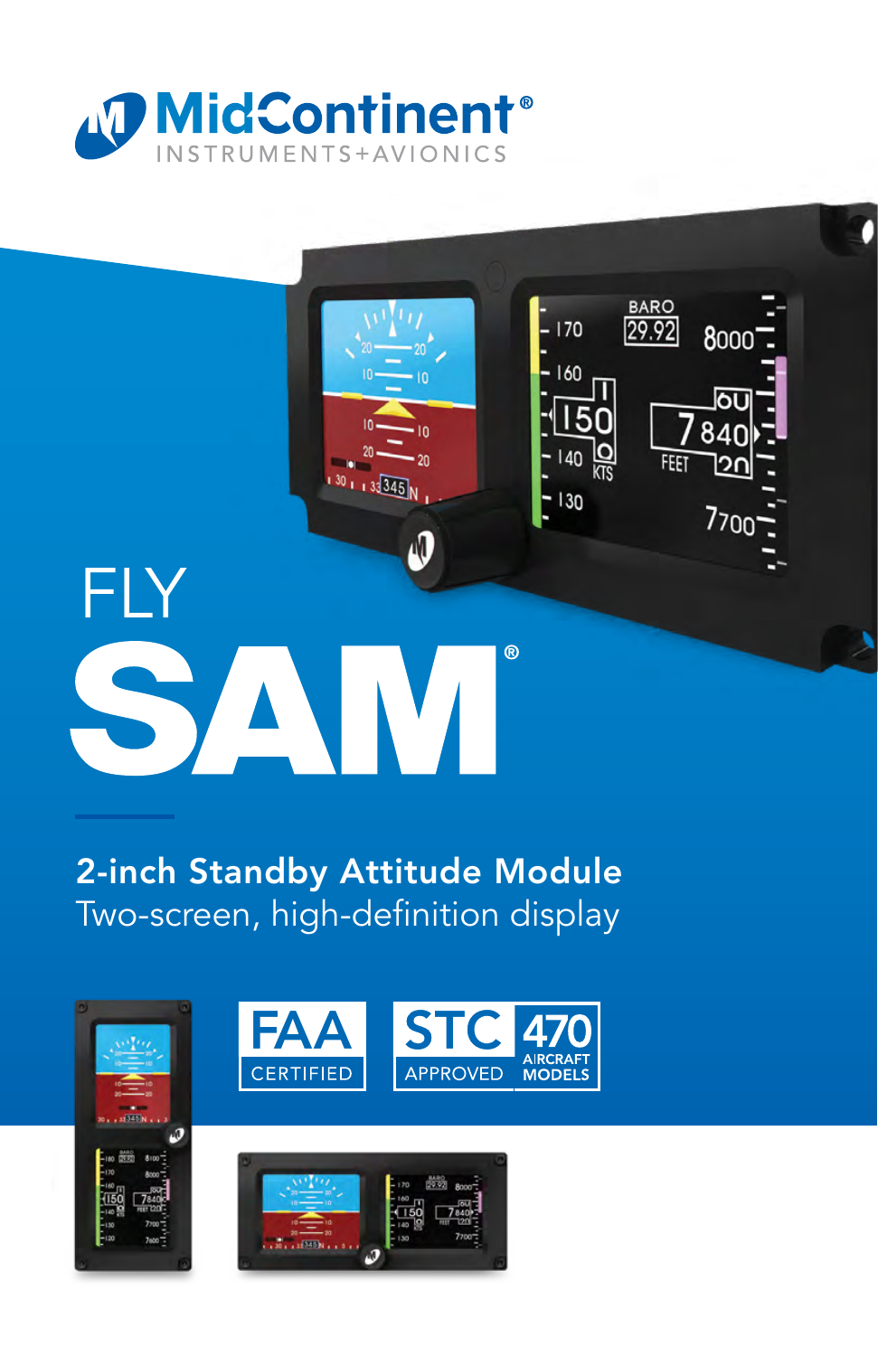MidContinent®
INSTRUMENTS+AVIONICS

# FLY SAM®

## 2-inch Standby Attitude Module

Two-screen, high-definition display

FAA CERTIFIED

STC APPROVED 470 AIRCRAFT MODELS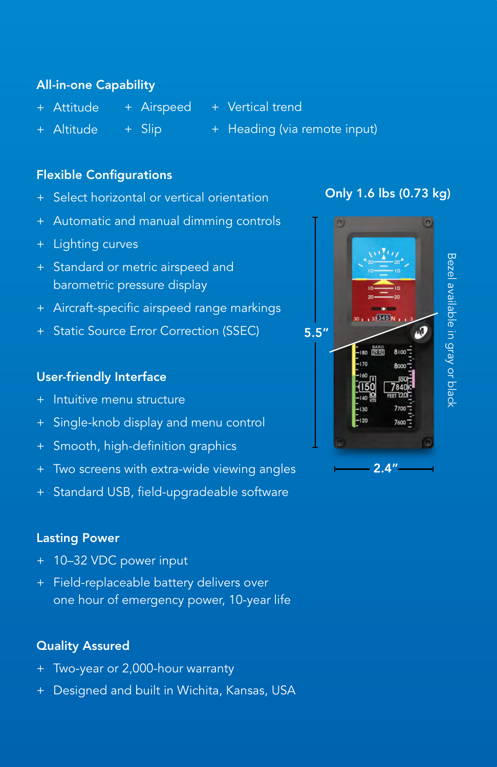## All-in-one Capability

- Attitude
- Airspeed
- Vertical trend
- Altitude
- Slip
- Heading (via remote input)

## Flexible Configurations

- Select horizontal or vertical orientation
- Automatic and manual dimming controls
- Lighting curves
- Standard or metric airspeed and barometric pressure display
- Aircraft-specific airspeed range markings
- Static Source Error Correction (SSEC)

**Only 1.6 lbs (0.73 kg)**

5.5″

2.4″

Bezel available in gray or black

## User-friendly Interface

- Intuitive menu structure
- Single-knob display and menu control
- Smooth, high-definition graphics
- Two screens with extra-wide viewing angles
- Standard USB, field-upgradeable software

## Lasting Power

- 10–32 VDC power input
- Field-replaceable battery delivers over one hour of emergency power, 10-year life

## Quality Assured

- Two-year or 2,000-hour warranty
- Designed and built in Wichita, Kansas, USA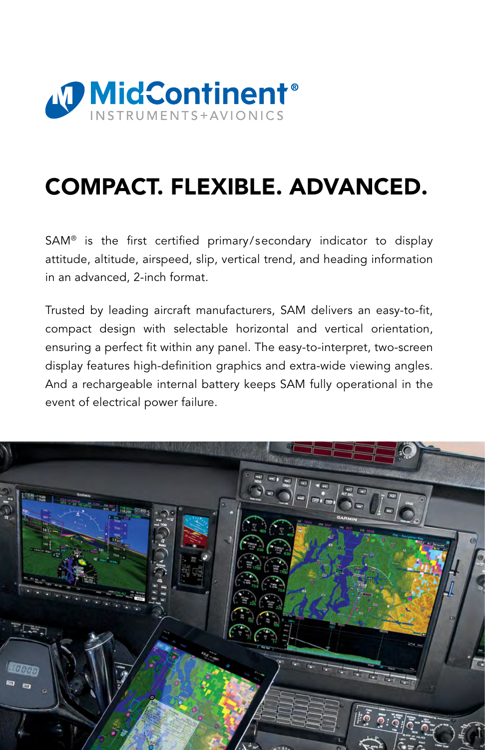MidContinent®
INSTRUMENTS+AVIONICS

# COMPACT. FLEXIBLE. ADVANCED.

SAM® is the first certified primary/secondary indicator to display attitude, altitude, airspeed, slip, vertical trend, and heading information in an advanced, 2-inch format.

Trusted by leading aircraft manufacturers, SAM delivers an easy-to-fit, compact design with selectable horizontal and vertical orientation, ensuring a perfect fit within any panel. The easy-to-interpret, two-screen display features high-definition graphics and extra-wide viewing angles. And a rechargeable internal battery keeps SAM fully operational in the event of electrical power failure.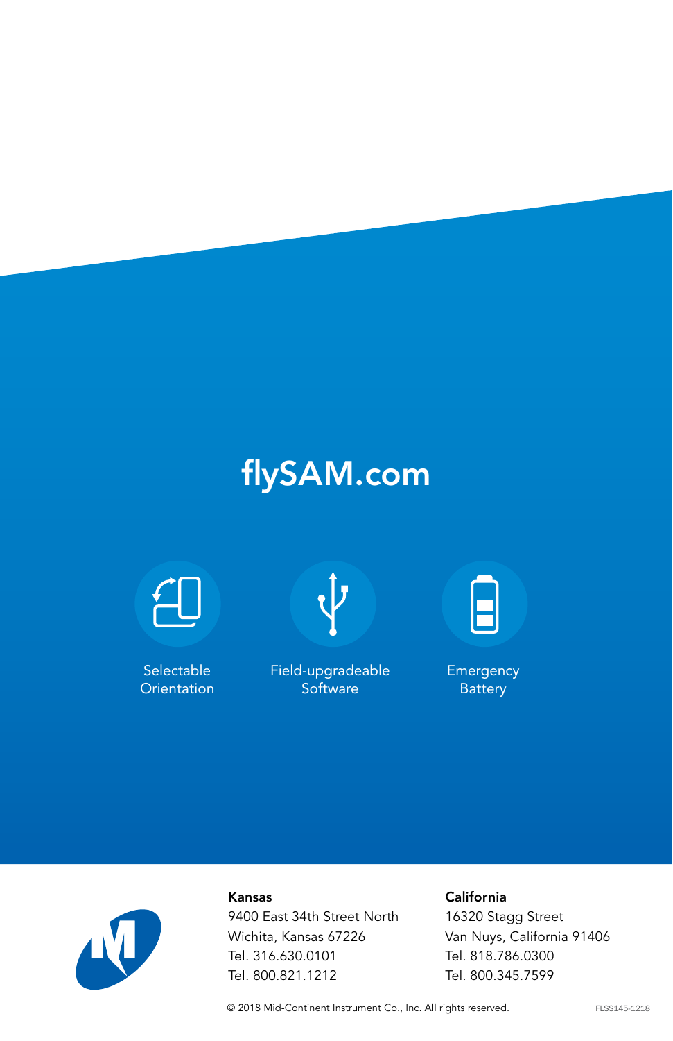# flySAM.com

Selectable Orientation

Field-upgradeable Software

Emergency Battery

**Kansas**
9400 East 34th Street North
Wichita, Kansas 67226
Tel. 316.630.0101
Tel. 800.821.1212

**California**
16320 Stagg Street
Van Nuys, California 91406
Tel. 818.786.0300
Tel. 800.345.7599

© 2018 Mid-Continent Instrument Co., Inc. All rights reserved.

FLSS145-1218